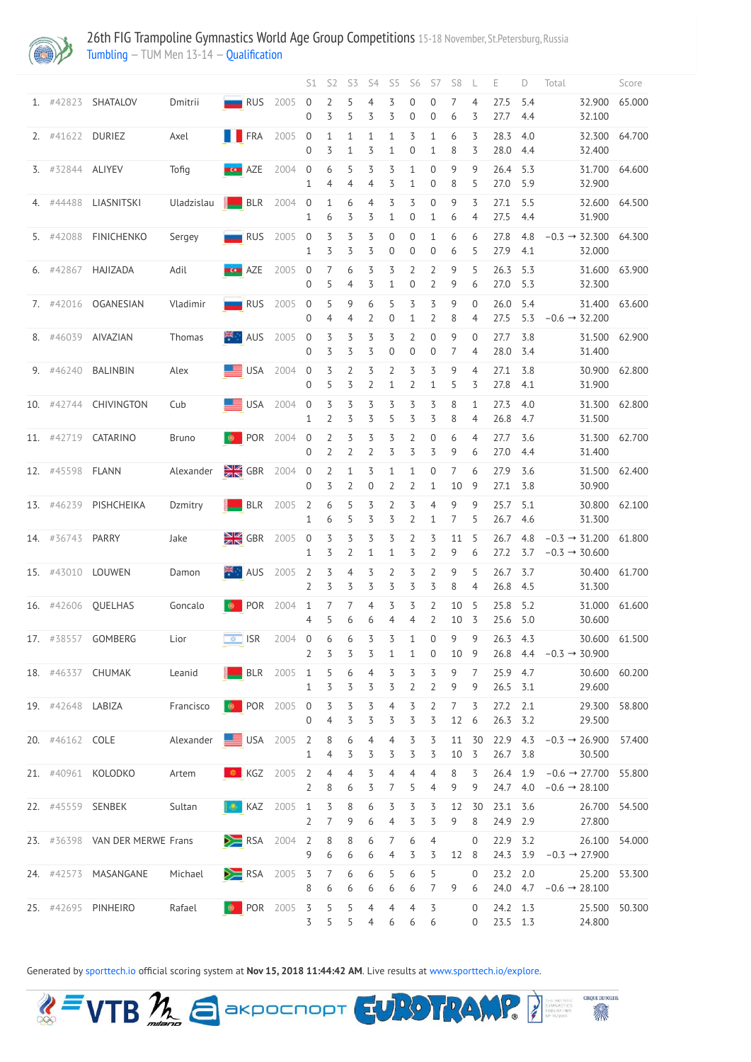# 26th FIG Trampoline Gymnastics World Age Group Competitions 15-18 November, St.Petersburg, Russia

Tumbling – TUM Men 13-14 – Qualification

| | | | | | | S1 | S2 | S3 | S4 | S5 | S6 | S7 | S8 | L | E | D | Total | Score |
|---|---|---|---|---|---|---|---|---|---|---|---|---|---|---|---|---|---|---|
| 1. | #42823 | SHATALOV | Dmitrii | RUS | 2005 | 0 | 2 | 5 | 4 | 3 | 0 | 0 | 7 | 4 | 27.5 | 5.4 | 32.900 | 65.000 |
| | | | | | | 0 | 3 | 5 | 3 | 3 | 0 | 0 | 6 | 3 | 27.7 | 4.4 | 32.100 | |
| 2. | #41622 | DURIEZ | Axel | FRA | 2005 | 0 | 1 | 1 | 1 | 1 | 3 | 1 | 6 | 3 | 28.3 | 4.0 | 32.300 | 64.700 |
| | | | | | | 0 | 3 | 1 | 3 | 1 | 0 | 1 | 8 | 3 | 28.0 | 4.4 | 32.400 | |
| 3. | #32844 | ALIYEV | Tofig | AZE | 2004 | 0 | 6 | 5 | 3 | 3 | 1 | 0 | 9 | 9 | 26.4 | 5.3 | 31.700 | 64.600 |
| | | | | | | 1 | 4 | 4 | 4 | 3 | 1 | 0 | 8 | 5 | 27.0 | 5.9 | 32.900 | |
| 4. | #44488 | LIASNITSKI | Uladzislau | BLR | 2004 | 0 | 1 | 6 | 4 | 3 | 3 | 0 | 9 | 3 | 27.1 | 5.5 | 32.600 | 64.500 |
| | | | | | | 1 | 6 | 3 | 3 | 1 | 0 | 1 | 6 | 4 | 27.5 | 4.4 | 31.900 | |
| 5. | #42088 | FINICHENKO | Sergey | RUS | 2005 | 0 | 3 | 3 | 3 | 0 | 0 | 1 | 6 | 6 | 27.8 | 4.8 | −0.3 → 32.300 | 64.300 |
| | | | | | | 1 | 3 | 3 | 3 | 0 | 0 | 0 | 6 | 5 | 27.9 | 4.1 | 32.000 | |
| 6. | #42867 | HAJIZADA | Adil | AZE | 2005 | 0 | 7 | 6 | 3 | 3 | 2 | 2 | 9 | 5 | 26.3 | 5.3 | 31.600 | 63.900 |
| | | | | | | 0 | 5 | 4 | 3 | 1 | 0 | 2 | 9 | 6 | 27.0 | 5.3 | 32.300 | |
| 7. | #42016 | OGANESIAN | Vladimir | RUS | 2005 | 0 | 5 | 9 | 6 | 5 | 3 | 3 | 9 | 0 | 26.0 | 5.4 | 31.400 | 63.600 |
| | | | | | | 0 | 4 | 4 | 2 | 0 | 1 | 2 | 8 | 4 | 27.5 | 5.3 | −0.6 → 32.200 | |
| 8. | #46039 | AIVAZIAN | Thomas | AUS | 2005 | 0 | 3 | 3 | 3 | 3 | 2 | 0 | 9 | 0 | 27.7 | 3.8 | 31.500 | 62.900 |
| | | | | | | 0 | 3 | 3 | 3 | 0 | 0 | 0 | 7 | 4 | 28.0 | 3.4 | 31.400 | |
| 9. | #46240 | BALINBIN | Alex | USA | 2004 | 0 | 3 | 2 | 3 | 2 | 3 | 3 | 9 | 4 | 27.1 | 3.8 | 30.900 | 62.800 |
| | | | | | | 0 | 5 | 3 | 2 | 1 | 2 | 1 | 5 | 3 | 27.8 | 4.1 | 31.900 | |
| 10. | #42744 | CHIVINGTON | Cub | USA | 2004 | 0 | 3 | 3 | 3 | 3 | 3 | 3 | 8 | 1 | 27.3 | 4.0 | 31.300 | 62.800 |
| | | | | | | 1 | 2 | 3 | 3 | 5 | 3 | 3 | 8 | 4 | 26.8 | 4.7 | 31.500 | |
| 11. | #42719 | CATARINO | Bruno | POR | 2004 | 0 | 2 | 3 | 3 | 3 | 2 | 0 | 6 | 4 | 27.7 | 3.6 | 31.300 | 62.700 |
| | | | | | | 0 | 2 | 2 | 2 | 3 | 3 | 3 | 9 | 6 | 27.0 | 4.4 | 31.400 | |
| 12. | #45598 | FLANN | Alexander | GBR | 2004 | 0 | 2 | 1 | 3 | 1 | 1 | 0 | 7 | 6 | 27.9 | 3.6 | 31.500 | 62.400 |
| | | | | | | 0 | 3 | 2 | 0 | 2 | 2 | 1 | 10 | 9 | 27.1 | 3.8 | 30.900 | |
| 13. | #46239 | PISHCHEIKA | Dzmitry | BLR | 2005 | 2 | 6 | 5 | 3 | 2 | 3 | 4 | 9 | 9 | 25.7 | 5.1 | 30.800 | 62.100 |
| | | | | | | 1 | 6 | 5 | 3 | 3 | 2 | 1 | 7 | 5 | 26.7 | 4.6 | 31.300 | |
| 14. | #36743 | PARRY | Jake | GBR | 2005 | 0 | 3 | 3 | 3 | 3 | 2 | 3 | 11 | 5 | 26.7 | 4.8 | −0.3 → 31.200 | 61.800 |
| | | | | | | 1 | 3 | 2 | 1 | 1 | 3 | 2 | 9 | 6 | 27.2 | 3.7 | −0.3 → 30.600 | |
| 15. | #43010 | LOUWEN | Damon | AUS | 2005 | 2 | 3 | 4 | 3 | 2 | 3 | 2 | 9 | 5 | 26.7 | 3.7 | 30.400 | 61.700 |
| | | | | | | 2 | 3 | 3 | 3 | 3 | 3 | 3 | 8 | 4 | 26.8 | 4.5 | 31.300 | |
| 16. | #42606 | QUELHAS | Goncalo | POR | 2004 | 1 | 7 | 7 | 4 | 3 | 3 | 2 | 10 | 5 | 25.8 | 5.2 | 31.000 | 61.600 |
| | | | | | | 4 | 5 | 6 | 6 | 4 | 4 | 2 | 10 | 3 | 25.6 | 5.0 | 30.600 | |
| 17. | #38557 | GOMBERG | Lior | ISR | 2004 | 0 | 6 | 6 | 3 | 3 | 1 | 0 | 9 | 9 | 26.3 | 4.3 | 30.600 | 61.500 |
| | | | | | | 2 | 3 | 3 | 3 | 1 | 1 | 0 | 10 | 9 | 26.8 | 4.4 | −0.3 → 30.900 | |
| 18. | #46337 | CHUMAK | Leanid | BLR | 2005 | 1 | 5 | 6 | 4 | 3 | 3 | 3 | 9 | 7 | 25.9 | 4.7 | 30.600 | 60.200 |
| | | | | | | 1 | 3 | 3 | 3 | 3 | 2 | 2 | 9 | 9 | 26.5 | 3.1 | 29.600 | |
| 19. | #42648 | LABIZA | Francisco | POR | 2005 | 0 | 3 | 3 | 3 | 4 | 3 | 2 | 7 | 3 | 27.2 | 2.1 | 29.300 | 58.800 |
| | | | | | | 0 | 4 | 3 | 3 | 3 | 3 | 3 | 12 | 6 | 26.3 | 3.2 | 29.500 | |
| 20. | #46162 | COLE | Alexander | USA | 2005 | 2 | 8 | 6 | 4 | 4 | 3 | 3 | 11 | 30 | 22.9 | 4.3 | −0.3 → 26.900 | 57.400 |
| | | | | | | 1 | 4 | 3 | 3 | 3 | 3 | 3 | 10 | 3 | 26.7 | 3.8 | 30.500 | |
| 21. | #40961 | KOLODKO | Artem | KGZ | 2005 | 2 | 4 | 4 | 3 | 4 | 4 | 4 | 8 | 3 | 26.4 | 1.9 | −0.6 → 27.700 | 55.800 |
| | | | | | | 2 | 8 | 6 | 3 | 7 | 5 | 4 | 9 | 9 | 24.7 | 4.0 | −0.6 → 28.100 | |
| 22. | #45559 | SENBEK | Sultan | KAZ | 2005 | 1 | 3 | 8 | 6 | 3 | 3 | 3 | 12 | 30 | 23.1 | 3.6 | 26.700 | 54.500 |
| | | | | | | 2 | 7 | 9 | 6 | 4 | 3 | 3 | 9 | 8 | 24.9 | 2.9 | 27.800 | |
| 23. | #36398 | VAN DER MERWE | Frans | RSA | 2004 | 2 | 8 | 8 | 6 | 7 | 6 | 4 | | 0 | 22.9 | 3.2 | 26.100 | 54.000 |
| | | | | | | 9 | 6 | 6 | 6 | 4 | 3 | 3 | 12 | 8 | 24.3 | 3.9 | −0.3 → 27.900 | |
| 24. | #42573 | MASANGANE | Michael | RSA | 2005 | 3 | 7 | 6 | 6 | 5 | 6 | 5 | | 0 | 23.2 | 2.0 | 25.200 | 53.300 |
| | | | | | | 8 | 6 | 6 | 6 | 6 | 6 | 7 | 9 | 6 | 24.0 | 4.7 | −0.6 → 28.100 | |
| 25. | #42695 | PINHEIRO | Rafael | POR | 2005 | 3 | 5 | 5 | 4 | 4 | 4 | 3 | | 0 | 24.2 | 1.3 | 25.500 | 50.300 |
| | | | | | | 3 | 5 | 5 | 4 | 6 | 6 | 6 | | 0 | 23.5 | 1.3 | 24.800 | |

Generated by sporttech.io official scoring system at **Nov 15, 2018 11:44:42 AM**. Live results at www.sporttech.io/explore.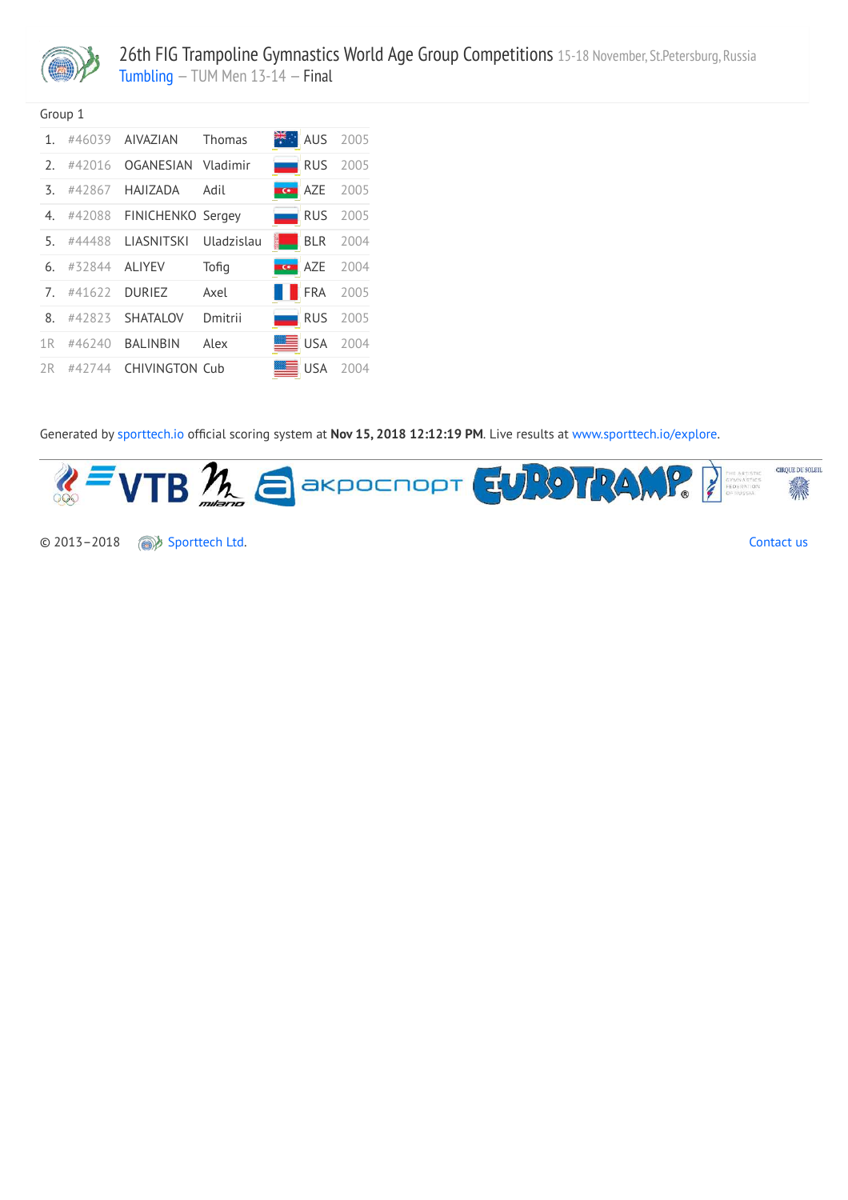# 26th FIG Trampoline Gymnastics World Age Group Competitions 15-18 November, St.Petersburg, Russia

Tumbling — TUM Men 13-14 — Final

Group 1

| | | | | | |
|---|---|---|---|---|---|
| 1. | #46039 | AIVAZIAN | Thomas | AUS | 2005 |
| 2. | #42016 | OGANESIAN | Vladimir | RUS | 2005 |
| 3. | #42867 | HAJIZADA | Adil | AZE | 2005 |
| 4. | #42088 | FINICHENKO | Sergey | RUS | 2005 |
| 5. | #44488 | LIASNITSKI | Uladzislau | BLR | 2004 |
| 6. | #32844 | ALIYEV | Tofig | AZE | 2004 |
| 7. | #41622 | DURIEZ | Axel | FRA | 2005 |
| 8. | #42823 | SHATALOV | Dmitrii | RUS | 2005 |
| 1R | #46240 | BALINBIN | Alex | USA | 2004 |
| 2R | #42744 | CHIVINGTON | Cub | USA | 2004 |

Generated by sporttech.io official scoring system at **Nov 15, 2018 12:12:19 PM**. Live results at www.sporttech.io/explore.

© 2013–2018 Sporttech Ltd. Contact us